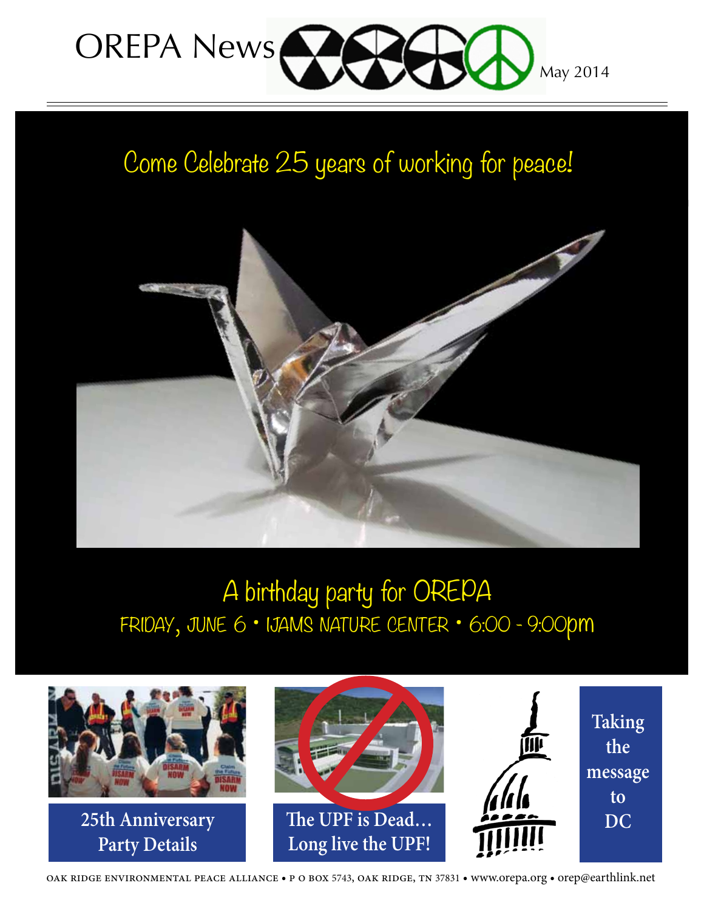# OREPA News

May 2014

## Come Celebrate 25 years of working for peace!

## A birthday party for OREPA

FRIDAY, JUNE 6 • IJAMS NATURE CENTER • 6:00 - 9:00pm

**25th Anniversary Party Details**

**The UPF is Dead… Long live the UPF!**

**Taking the message to DC**

OAK RIDGE ENVIRONMENTAL PEACE ALLIANCE • P O BOX 5743, OAK RIDGE, TN 37831 • www.orepa.org • orep@earthlink.net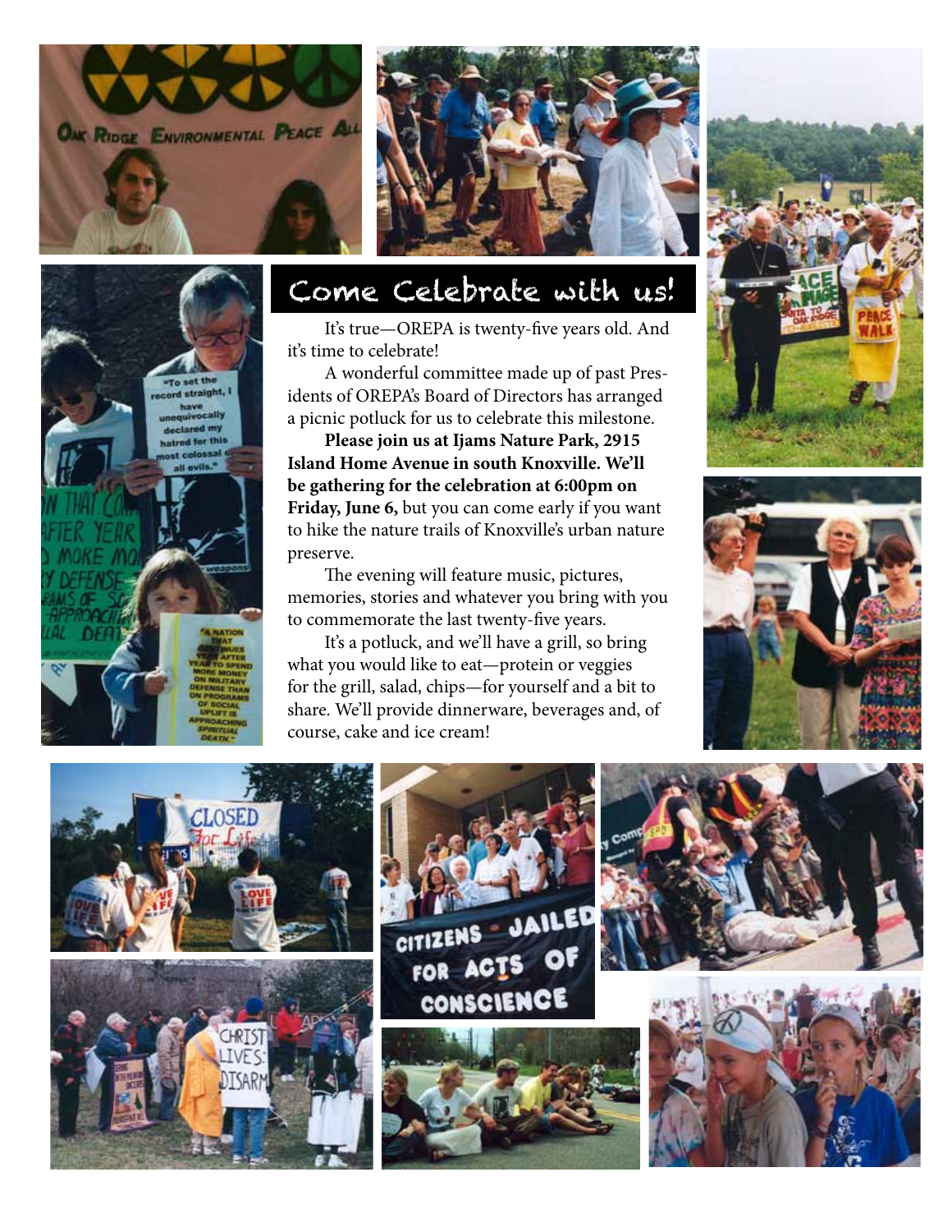# Come Celebrate with us!

It's true—OREPA is twenty-five years old. And it's time to celebrate!

A wonderful committee made up of past Presidents of OREPA's Board of Directors has arranged a picnic potluck for us to celebrate this milestone.

**Please join us at Ijams Nature Park, 2915 Island Home Avenue in south Knoxville. We'll be gathering for the celebration at 6:00pm on Friday, June 6,** but you can come early if you want to hike the nature trails of Knoxville's urban nature preserve.

The evening will feature music, pictures, memories, stories and whatever you bring with you to commemorate the last twenty-five years.

It's a potluck, and we'll have a grill, so bring what you would like to eat—protein or veggies for the grill, salad, chips—for yourself and a bit to share. We'll provide dinnerware, beverages and, of course, cake and ice cream!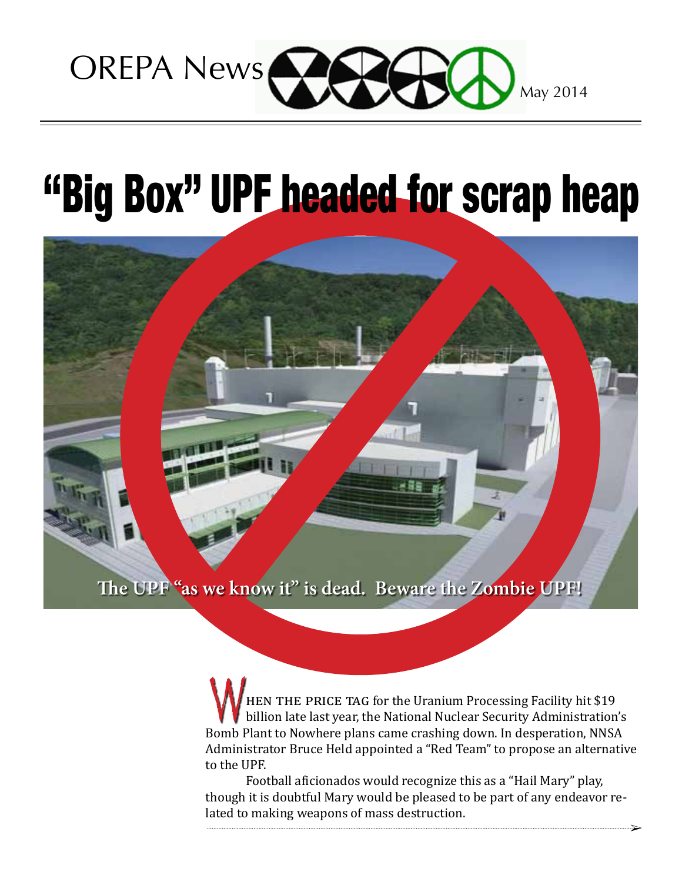OREPA News May 2014

# "Big Box" UPF headed for scrap heap

The UPF "as we know it" is dead. Beware the Zombie UPF!

WHEN THE PRICE TAG for the Uranium Processing Facility hit $19 billion late last year, the National Nuclear Security Administration's Bomb Plant to Nowhere plans came crashing down. In desperation, NNSA Administrator Bruce Held appointed a "Red Team" to propose an alternative to the UPF.

Football aficionados would recognize this as a "Hail Mary" play, though it is doubtful Mary would be pleased to be part of any endeavor related to making weapons of mass destruction.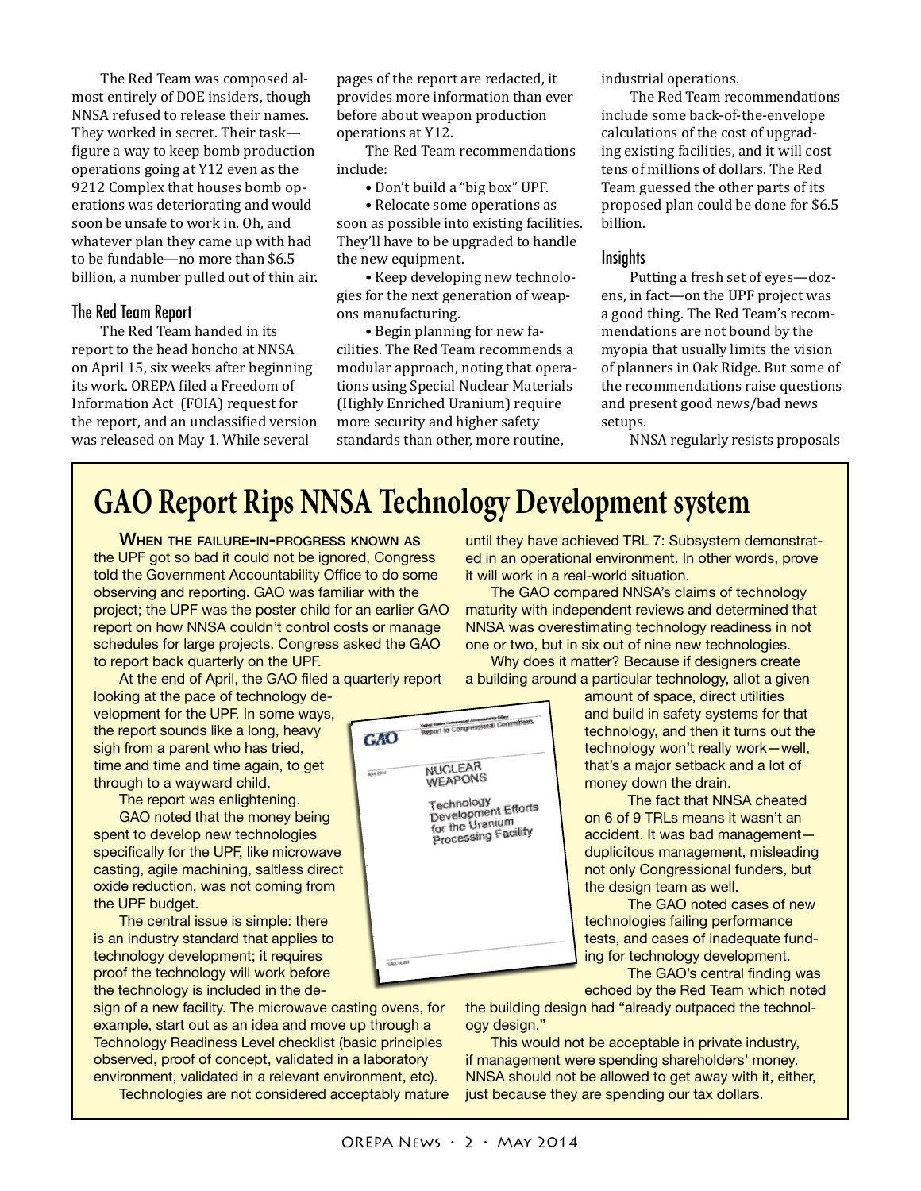The Red Team was composed almost entirely of DOE insiders, though NNSA refused to release their names. They worked in secret. Their task—figure a way to keep bomb production operations going at Y12 even as the 9212 Complex that houses bomb operations was deteriorating and would soon be unsafe to work in. Oh, and whatever plan they came up with had to be fundable—no more than $6.5 billion, a number pulled out of thin air.

### The Red Team Report

The Red Team handed in its report to the head honcho at NNSA on April 15, six weeks after beginning its work. OREPA filed a Freedom of Information Act (FOIA) request for the report, and an unclassified version was released on May 1. While several pages of the report are redacted, it provides more information than ever before about weapon production operations at Y12.

The Red Team recommendations include:

- Don't build a "big box" UPF.
- Relocate some operations as soon as possible into existing facilities. They'll have to be upgraded to handle the new equipment.
- Keep developing new technologies for the next generation of weapons manufacturing.
- Begin planning for new facilities. The Red Team recommends a modular approach, noting that operations using Special Nuclear Materials (Highly Enriched Uranium) require more security and higher safety standards than other, more routine, industrial operations.

The Red Team recommendations include some back-of-the-envelope calculations of the cost of upgrading existing facilities, and it will cost tens of millions of dollars. The Red Team guessed the other parts of its proposed plan could be done for $6.5 billion.

### Insights

Putting a fresh set of eyes—dozens, in fact—on the UPF project was a good thing. The Red Team's recommendations are not bound by the myopia that usually limits the vision of planners in Oak Ridge. But some of the recommendations raise questions and present good news/bad news setups.

NNSA regularly resists proposals

## GAO Report Rips NNSA Technology Development system

When the failure-in-progress known as the UPF got so bad it could not be ignored, Congress told the Government Accountability Office to do some observing and reporting. GAO was familiar with the project; the UPF was the poster child for an earlier GAO report on how NNSA couldn't control costs or manage schedules for large projects. Congress asked the GAO to report back quarterly on the UPF.

At the end of April, the GAO filed a quarterly report looking at the pace of technology development for the UPF. In some ways, the report sounds like a long, heavy sigh from a parent who has tried, time and time and time again, to get through to a wayward child.

The report was enlightening.

GAO noted that the money being spent to develop new technologies specifically for the UPF, like microwave casting, agile machining, saltless direct oxide reduction, was not coming from the UPF budget.

The central issue is simple: there is an industry standard that applies to technology development; it requires proof the technology will work before the technology is included in the design of a new facility. The microwave casting ovens, for example, start out as an idea and move up through a Technology Readiness Level checklist (basic principles observed, proof of concept, validated in a laboratory environment, validated in a relevant environment, etc).

Technologies are not considered acceptably mature until they have achieved TRL 7: Subsystem demonstrated in an operational environment. In other words, prove it will work in a real-world situation.

The GAO compared NNSA's claims of technology maturity with independent reviews and determined that NNSA was overestimating technology readiness in not one or two, but in six out of nine new technologies.

Why does it matter? Because if designers create a building around a particular technology, allot a given amount of space, direct utilities and build in safety systems for that technology, and then it turns out the technology won't really work—well, that's a major setback and a lot of money down the drain.

The fact that NNSA cheated on 6 of 9 TRLs means it wasn't an accident. It was bad management—duplicitous management, misleading not only Congressional funders, but the design team as well.

The GAO noted cases of new technologies failing performance tests, and cases of inadequate funding for technology development.

The GAO's central finding was echoed by the Red Team which noted the building design had "already outpaced the technology design."

This would not be acceptable in private industry, if management were spending shareholders' money. NNSA should not be allowed to get away with it, either, just because they are spending our tax dollars.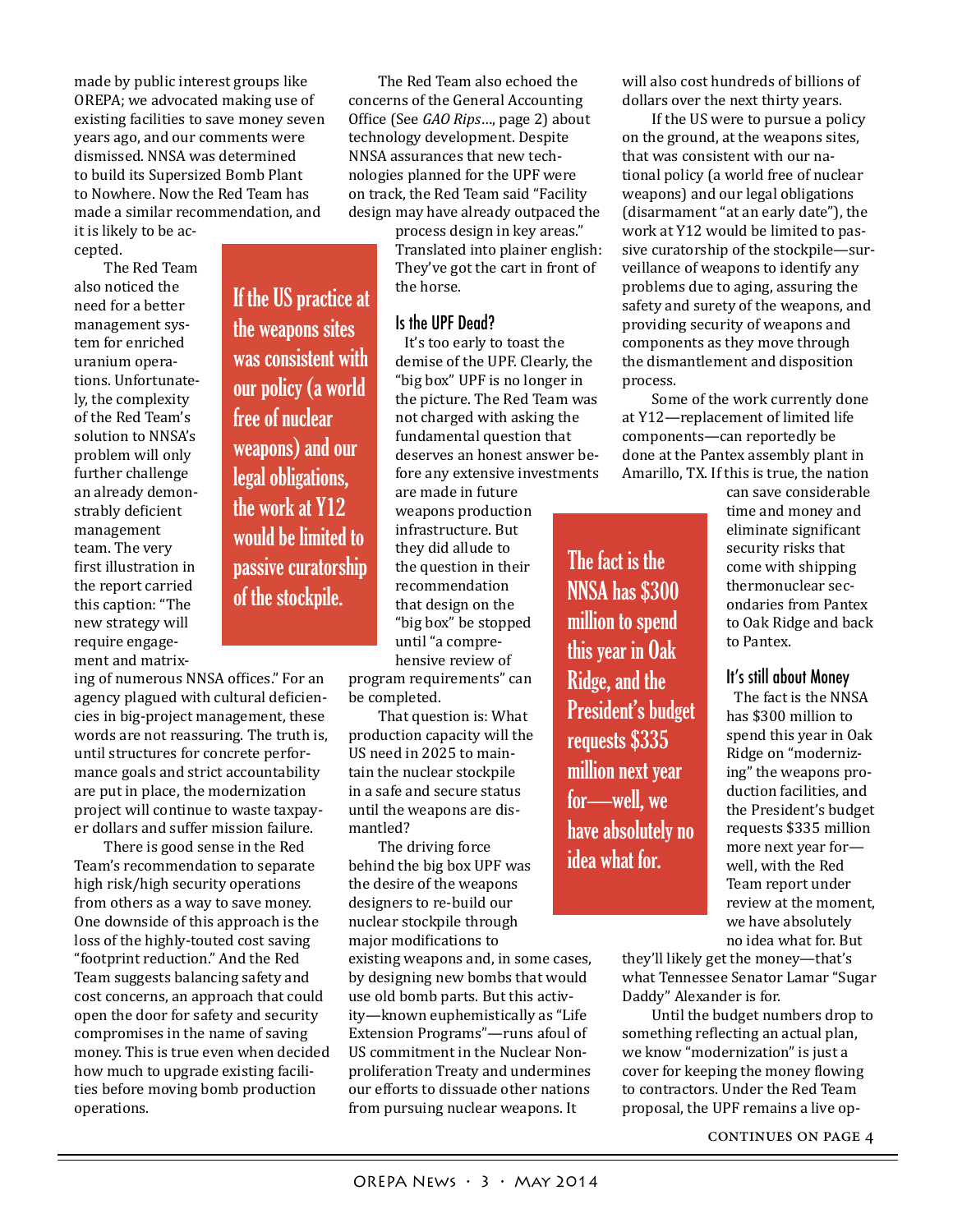made by public interest groups like OREPA; we advocated making use of existing facilities to save money seven years ago, and our comments were dismissed. NNSA was determined to build its Supersized Bomb Plant to Nowhere. Now the Red Team has made a similar recommendation, and it is likely to be accepted.

The Red Team also noticed the need for a better management system for enriched uranium operations. Unfortunately, the complexity of the Red Team's solution to NNSA's problem will only further challenge an already demonstrably deficient management team. The very first illustration in the report carried this caption: "The new strategy will require engagement and matrixing of numerous NNSA offices." For an agency plagued with cultural deficiencies in big-project management, these words are not reassuring. The truth is, until structures for concrete performance goals and strict accountability are put in place, the modernization project will continue to waste taxpayer dollars and suffer mission failure.

> If the US practice at the weapons sites was consistent with our policy (a world free of nuclear weapons) and our legal obligations, the work at Y12 would be limited to passive curatorship of the stockpile.

There is good sense in the Red Team's recommendation to separate high risk/high security operations from others as a way to save money. One downside of this approach is the loss of the highly-touted cost saving "footprint reduction." And the Red Team suggests balancing safety and cost concerns, an approach that could open the door for safety and security compromises in the name of saving money. This is true even when decided how much to upgrade existing facilities before moving bomb production operations.

The Red Team also echoed the concerns of the General Accounting Office (See *GAO Rips*..., page 2) about technology development. Despite NNSA assurances that new technologies planned for the UPF were on track, the Red Team said "Facility design may have already outpaced the process design in key areas." Translated into plainer english: They've got the cart in front of the horse.

## Is the UPF Dead?

It's too early to toast the demise of the UPF. Clearly, the "big box" UPF is no longer in the picture. The Red Team was not charged with asking the fundamental question that deserves an honest answer before any extensive investments are made in future weapons production infrastructure. But they did allude to the question in their recommendation that design on the "big box" be stopped until "a comprehensive review of program requirements" can be completed.

That question is: What production capacity will the US need in 2025 to maintain the nuclear stockpile in a safe and secure status until the weapons are dismantled?

The driving force behind the big box UPF was the desire of the weapons designers to re-build our nuclear stockpile through major modifications to existing weapons and, in some cases, by designing new bombs that would use old bomb parts. But this activity—known euphemistically as "Life Extension Programs"—runs afoul of US commitment in the Nuclear Nonproliferation Treaty and undermines our efforts to dissuade other nations from pursuing nuclear weapons. It will also cost hundreds of billions of dollars over the next thirty years.

If the US were to pursue a policy on the ground, at the weapons sites, that was consistent with our national policy (a world free of nuclear weapons) and our legal obligations (disarmament "at an early date"), the work at Y12 would be limited to passive curatorship of the stockpile—surveillance of weapons to identify any problems due to aging, assuring the safety and surety of the weapons, and providing security of weapons and components as they move through the dismantlement and disposition process.

Some of the work currently done at Y12—replacement of limited life components—can reportedly be done at the Pantex assembly plant in Amarillo, TX. If this is true, the nation can save considerable time and money and eliminate significant security risks that come with shipping thermonuclear secondaries from Pantex to Oak Ridge and back to Pantex.

> The fact is the NNSA has $300 million to spend this year in Oak Ridge, and the President's budget requests $335 million next year for—well, we have absolutely no idea what for.

## It's still about Money

The fact is the NNSA has $300 million to spend this year in Oak Ridge on "modernizing" the weapons production facilities, and the President's budget requests $335 million more next year for—well, with the Red Team report under review at the moment, we have absolutely no idea what for. But they'll likely get the money—that's what Tennessee Senator Lamar "Sugar Daddy" Alexander is for.

Until the budget numbers drop to something reflecting an actual plan, we know "modernization" is just a cover for keeping the money flowing to contractors. Under the Red Team proposal, the UPF remains a live op-

CONTINUES ON PAGE 4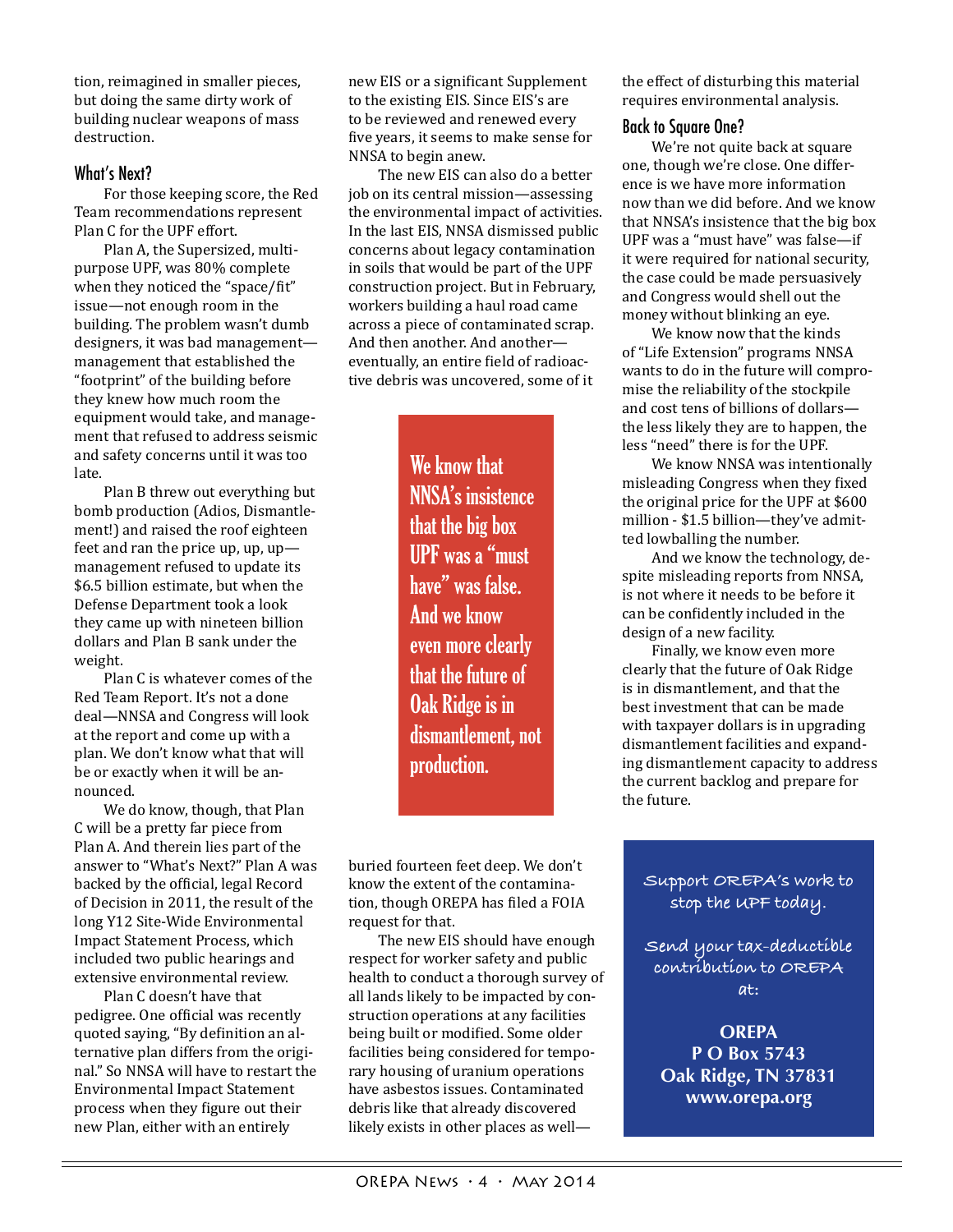tion, reimagined in smaller pieces, but doing the same dirty work of building nuclear weapons of mass destruction.

## What's Next?

For those keeping score, the Red Team recommendations represent Plan C for the UPF effort.

Plan A, the Supersized, multi-purpose UPF, was 80% complete when they noticed the "space/fit" issue—not enough room in the building. The problem wasn't dumb designers, it was bad management—management that established the "footprint" of the building before they knew how much room the equipment would take, and management that refused to address seismic and safety concerns until it was too late.

Plan B threw out everything but bomb production (Adios, Dismantlement!) and raised the roof eighteen feet and ran the price up, up, up—management refused to update its $6.5 billion estimate, but when the Defense Department took a look they came up with nineteen billion dollars and Plan B sank under the weight.

Plan C is whatever comes of the Red Team Report. It's not a done deal—NNSA and Congress will look at the report and come up with a plan. We don't know what that will be or exactly when it will be announced.

We do know, though, that Plan C will be a pretty far piece from Plan A. And therein lies part of the answer to "What's Next?" Plan A was backed by the official, legal Record of Decision in 2011, the result of the long Y12 Site-Wide Environmental Impact Statement Process, which included two public hearings and extensive environmental review.

Plan C doesn't have that pedigree. One official was recently quoted saying, "By definition an alternative plan differs from the original." So NNSA will have to restart the Environmental Impact Statement process when they figure out their new Plan, either with an entirely new EIS or a significant Supplement to the existing EIS. Since EIS's are to be reviewed and renewed every five years, it seems to make sense for NNSA to begin anew.

The new EIS can also do a better job on its central mission—assessing the environmental impact of activities. In the last EIS, NNSA dismissed public concerns about legacy contamination in soils that would be part of the UPF construction project. But in February, workers building a haul road came across a piece of contaminated scrap. And then another. And another—eventually, an entire field of radioactive debris was uncovered, some of it buried fourteen feet deep. We don't know the extent of the contamination, though OREPA has filed a FOIA request for that.

> **We know that NNSA's insistence that the big box UPF was a "must have" was false. And we know even more clearly that the future of Oak Ridge is in dismantlement, not production.**

The new EIS should have enough respect for worker safety and public health to conduct a thorough survey of all lands likely to be impacted by construction operations at any facilities being built or modified. Some older facilities being considered for temporary housing of uranium operations have asbestos issues. Contaminated debris like that already discovered likely exists in other places as well—the effect of disturbing this material requires environmental analysis.

## Back to Square One?

We're not quite back at square one, though we're close. One difference is we have more information now than we did before. And we know that NNSA's insistence that the big box UPF was a "must have" was false—if it were required for national security, the case could be made persuasively and Congress would shell out the money without blinking an eye.

We know now that the kinds of "Life Extension" programs NNSA wants to do in the future will compromise the reliability of the stockpile and cost tens of billions of dollars—the less likely they are to happen, the less "need" there is for the UPF.

We know NNSA was intentionally misleading Congress when they fixed the original price for the UPF at $600 million - $1.5 billion—they've admitted lowballing the number.

And we know the technology, despite misleading reports from NNSA, is not where it needs to be before it can be confidently included in the design of a new facility.

Finally, we know even more clearly that the future of Oak Ridge is in dismantlement, and that the best investment that can be made with taxpayer dollars is in upgrading dismantlement facilities and expanding dismantlement capacity to address the current backlog and prepare for the future.

---

Support OREPA's work to stop the UPF today.

Send your tax-deductible contribution to OREPA at:

**OREPA**
**P O Box 5743**
**Oak Ridge, TN 37831**
**www.orepa.org**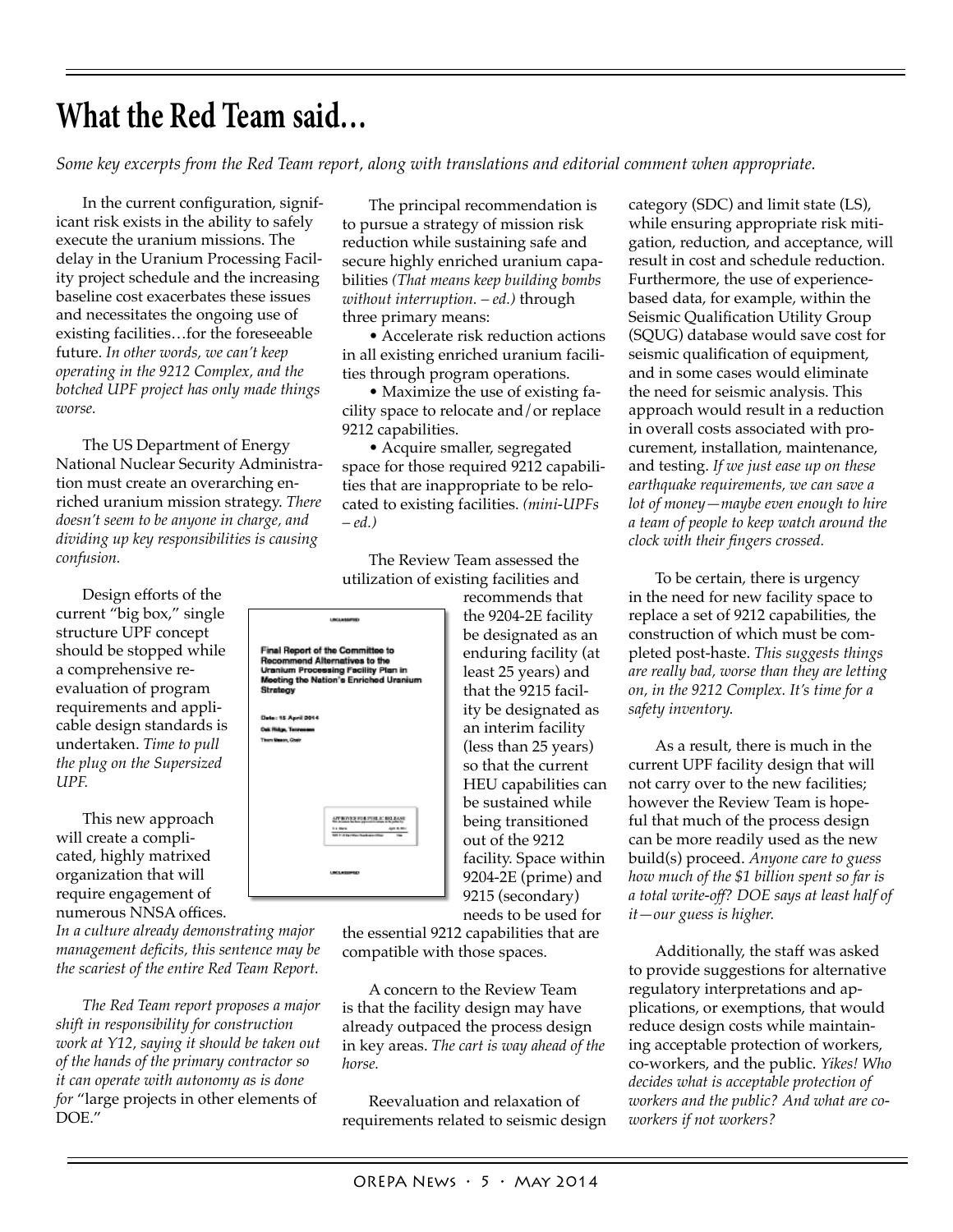# What the Red Team said…

*Some key excerpts from the Red Team report, along with translations and editorial comment when appropriate.*

In the current configuration, significant risk exists in the ability to safely execute the uranium missions. The delay in the Uranium Processing Facility project schedule and the increasing baseline cost exacerbates these issues and necessitates the ongoing use of existing facilities…for the foreseeable future. *In other words, we can't keep operating in the 9212 Complex, and the botched UPF project has only made things worse.*

The US Department of Energy National Nuclear Security Administration must create an overarching enriched uranium mission strategy. *There doesn't seem to be anyone in charge, and dividing up key responsibilities is causing confusion.*

Design efforts of the current "big box," single structure UPF concept should be stopped while a comprehensive re-evaluation of program requirements and applicable design standards is undertaken. *Time to pull the plug on the Supersized UPF.*

This new approach will create a complicated, highly matrixed organization that will require engagement of numerous NNSA offices. *In a culture already demonstrating major management deficits, this sentence may be the scariest of the entire Red Team Report.*

*The Red Team report proposes a major shift in responsibility for construction work at Y12, saying it should be taken out of the hands of the primary contractor so it can operate with autonomy as is done for* "large projects in other elements of DOE."

The principal recommendation is to pursue a strategy of mission risk reduction while sustaining safe and secure highly enriched uranium capabilities *(That means keep building bombs without interruption. – ed.)* through three primary means:

- Accelerate risk reduction actions in all existing enriched uranium facilities through program operations.
- Maximize the use of existing facility space to relocate and/or replace 9212 capabilities.
- Acquire smaller, segregated space for those required 9212 capabilities that are inappropriate to be relocated to existing facilities. *(mini-UPFs – ed.)*

The Review Team assessed the utilization of existing facilities and recommends that the 9204-2E facility be designated as an enduring facility (at least 25 years) and that the 9215 facility be designated as an interim facility (less than 25 years) so that the current HEU capabilities can be sustained while being transitioned out of the 9212 facility. Space within 9204-2E (prime) and 9215 (secondary) needs to be used for the essential 9212 capabilities that are compatible with those spaces.

A concern to the Review Team is that the facility design may have already outpaced the process design in key areas. *The cart is way ahead of the horse.*

Reevaluation and relaxation of requirements related to seismic design category (SDC) and limit state (LS), while ensuring appropriate risk mitigation, reduction, and acceptance, will result in cost and schedule reduction. Furthermore, the use of experience-based data, for example, within the Seismic Qualification Utility Group (SQUG) database would save cost for seismic qualification of equipment, and in some cases would eliminate the need for seismic analysis. This approach would result in a reduction in overall costs associated with procurement, installation, maintenance, and testing. *If we just ease up on these earthquake requirements, we can save a lot of money—maybe even enough to hire a team of people to keep watch around the clock with their fingers crossed.*

To be certain, there is urgency in the need for new facility space to replace a set of 9212 capabilities, the construction of which must be completed post-haste. *This suggests things are really bad, worse than they are letting on, in the 9212 Complex. It's time for a safety inventory.*

As a result, there is much in the current UPF facility design that will not carry over to the new facilities; however the Review Team is hopeful that much of the process design can be more readily used as the new build(s) proceed. *Anyone care to guess how much of the $1 billion spent so far is a total write-off? DOE says at least half of it—our guess is higher.*

Additionally, the staff was asked to provide suggestions for alternative regulatory interpretations and applications, or exemptions, that would reduce design costs while maintaining acceptable protection of workers, co-workers, and the public. *Yikes! Who decides what is acceptable protection of workers and the public? And what are co-workers if not workers?*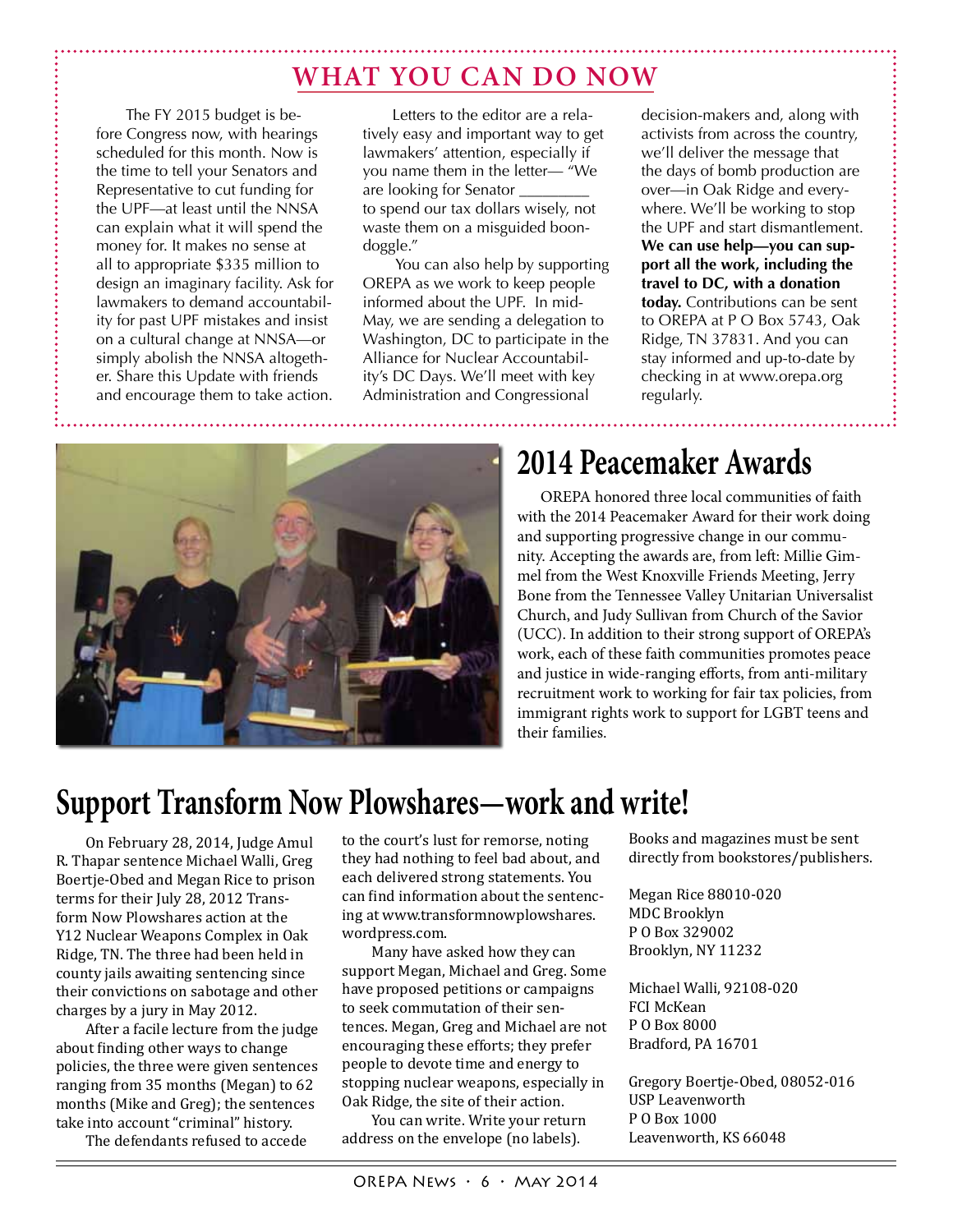## WHAT YOU CAN DO NOW

The FY 2015 budget is before Congress now, with hearings scheduled for this month. Now is the time to tell your Senators and Representative to cut funding for the UPF—at least until the NNSA can explain what it will spend the money for. It makes no sense at all to appropriate $335 million to design an imaginary facility. Ask for lawmakers to demand accountability for past UPF mistakes and insist on a cultural change at NNSA—or simply abolish the NNSA altogether. Share this Update with friends and encourage them to take action.

Letters to the editor are a relatively easy and important way to get lawmakers' attention, especially if you name them in the letter— "We are looking for Senator _________ to spend our tax dollars wisely, not waste them on a misguided boondoggle."

You can also help by supporting OREPA as we work to keep people informed about the UPF. In mid-May, we are sending a delegation to Washington, DC to participate in the Alliance for Nuclear Accountability's DC Days. We'll meet with key Administration and Congressional decision-makers and, along with activists from across the country, we'll deliver the message that the days of bomb production are over—in Oak Ridge and everywhere. We'll be working to stop the UPF and start dismantlement. **We can use help—you can support all the work, including the travel to DC, with a donation today.** Contributions can be sent to OREPA at P O Box 5743, Oak Ridge, TN 37831. And you can stay informed and up-to-date by checking in at www.orepa.org regularly.

# 2014 Peacemaker Awards

OREPA honored three local communities of faith with the 2014 Peacemaker Award for their work doing and supporting progressive change in our community. Accepting the awards are, from left: Millie Gimmel from the West Knoxville Friends Meeting, Jerry Bone from the Tennessee Valley Unitarian Universalist Church, and Judy Sullivan from Church of the Savior (UCC). In addition to their strong support of OREPA's work, each of these faith communities promotes peace and justice in wide-ranging efforts, from anti-military recruitment work to working for fair tax policies, from immigrant rights work to support for LGBT teens and their families.

# Support Transform Now Plowshares—work and write!

On February 28, 2014, Judge Amul R. Thapar sentence Michael Walli, Greg Boertje-Obed and Megan Rice to prison terms for their July 28, 2012 Transform Now Plowshares action at the Y12 Nuclear Weapons Complex in Oak Ridge, TN. The three had been held in county jails awaiting sentencing since their convictions on sabotage and other charges by a jury in May 2012.

After a facile lecture from the judge about finding other ways to change policies, the three were given sentences ranging from 35 months (Megan) to 62 months (Mike and Greg); the sentences take into account "criminal" history.

The defendants refused to accede to the court's lust for remorse, noting they had nothing to feel bad about, and each delivered strong statements. You can find information about the sentencing at www.transformnowplowshares.wordpress.com.

Many have asked how they can support Megan, Michael and Greg. Some have proposed petitions or campaigns to seek commutation of their sentences. Megan, Greg and Michael are not encouraging these efforts; they prefer people to devote time and energy to stopping nuclear weapons, especially in Oak Ridge, the site of their action.

You can write. Write your return address on the envelope (no labels). Books and magazines must be sent directly from bookstores/publishers.

Megan Rice 88010-020
MDC Brooklyn
P O Box 329002
Brooklyn, NY 11232

Michael Walli, 92108-020
FCI McKean
P O Box 8000
Bradford, PA 16701

Gregory Boertje-Obed, 08052-016
USP Leavenworth
P O Box 1000
Leavenworth, KS 66048